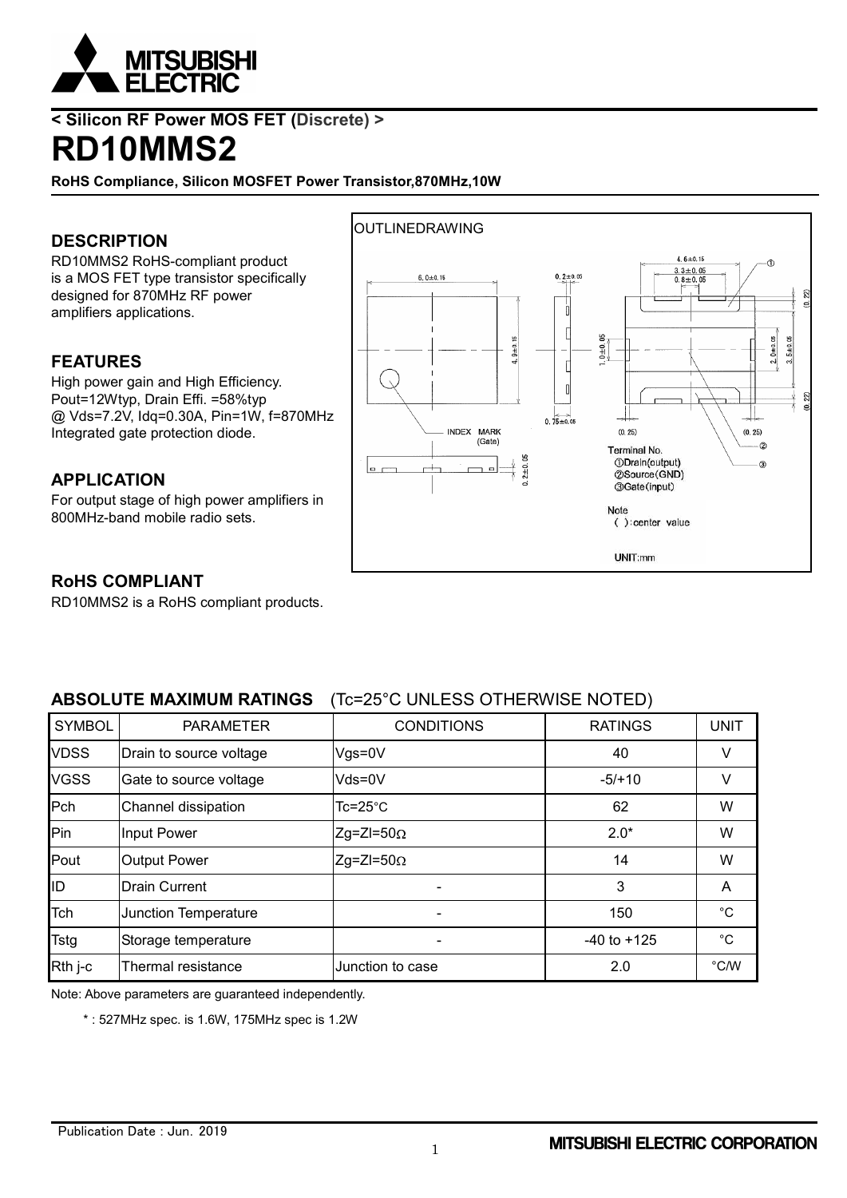< Silicon RF Power MOS FET (Discrete) >

# RD10MMS2

**RoHS Compliance, Silicon MOSFET Power Transistor,870MHz,10W**

## DESCRIPTION

RD10MMS2 RoHS-compliant product is a MOS FET type transistor specifically designed for 870MHz RF power amplifiers applications.

## FEATURES

High power gain and High Efficiency.
Pout=12Wtyp, Drain Effi. =58%typ
@ Vds=7.2V, Idq=0.30A, Pin=1W, f=870MHz
Integrated gate protection diode.

## APPLICATION

For output stage of high power amplifiers in 800MHz-band mobile radio sets.

## RoHS COMPLIANT

RD10MMS2 is a RoHS compliant products.

OUTLINEDRAWING

6.0±0.15
4.9±0.15
0.2±0.05
1.0±0.05
0.75±0.05
0.2±0.05
4.6±0.15
3.3±0.05
0.8±0.05
2.0±0.05
3.5±0.05
(0.22)
(0.22)
(0.25)
(0.25)

INDEX MARK (Gate)

Terminal No.
① Drain(output)
② Source(GND)
③ Gate(input)

Note
( ): center value

UNIT:mm

## ABSOLUTE MAXIMUM RATINGS (Tc=25°C UNLESS OTHERWISE NOTED)

| SYMBOL | PARAMETER | CONDITIONS | RATINGS | UNIT |
|---|---|---|---|---|
| VDSS | Drain to source voltage | Vgs=0V | 40 | V |
| VGSS | Gate to source voltage | Vds=0V | -5/+10 | V |
| Pch | Channel dissipation | Tc=25°C | 62 | W |
| Pin | Input Power | Zg=Zl=50Ω | 2.0* | W |
| Pout | Output Power | Zg=Zl=50Ω | 14 | W |
| ID | Drain Current | - | 3 | A |
| Tch | Junction Temperature | - | 150 | °C |
| Tstg | Storage temperature | - | -40 to +125 | °C |
| Rth j-c | Thermal resistance | Junction to case | 2.0 | °C/W |

Note: Above parameters are guaranteed independently.

* : 527MHz spec. is 1.6W, 175MHz spec is 1.2W

Publication Date : Jun. 2019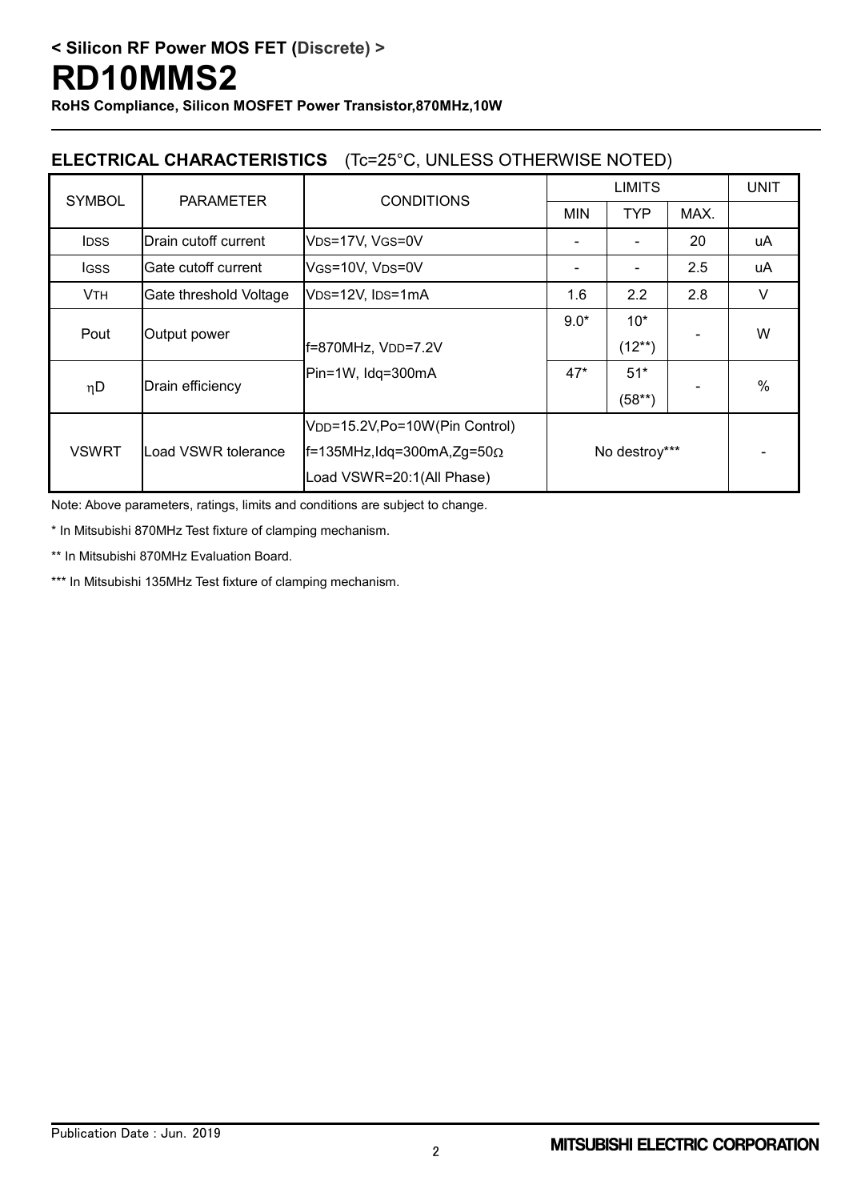**< Silicon RF Power MOS FET (Discrete) >**

# RD10MMS2

**RoHS Compliance, Silicon MOSFET Power Transistor,870MHz,10W**

## ELECTRICAL CHARACTERISTICS (Tc=25°C, UNLESS OTHERWISE NOTED)

| SYMBOL | PARAMETER | CONDITIONS | LIMITS | | | UNIT |
|---|---|---|---|---|---|---|
| | | | MIN | TYP | MAX. | |
| $I_{DSS}$ | Drain cutoff current | $V_{DS}$=17V, $V_{GS}$=0V | - | - | 20 | uA |
| $I_{GSS}$ | Gate cutoff current | $V_{GS}$=10V, $V_{DS}$=0V | - | - | 2.5 | uA |
| $V_{TH}$ | Gate threshold Voltage | $V_{DS}$=12V, $I_{DS}$=1mA | 1.6 | 2.2 | 2.8 | V |
| Pout | Output power | f=870MHz, $V_{DD}$=7.2V Pin=1W, Idq=300mA | 9.0* | 10* (12**) | - | W |
| $\eta$D | Drain efficiency | f=870MHz, $V_{DD}$=7.2V Pin=1W, Idq=300mA | 47* | 51* (58**) | - | % |
| VSWRT | Load VSWR tolerance | $V_{DD}$=15.2V,Po=10W(Pin Control) f=135MHz,Idq=300mA,Zg=50Ω Load VSWR=20:1(All Phase) | No destroy*** | | | - |

Note: Above parameters, ratings, limits and conditions are subject to change.

\* In Mitsubishi 870MHz Test fixture of clamping mechanism.

\*\* In Mitsubishi 870MHz Evaluation Board.

\*\*\* In Mitsubishi 135MHz Test fixture of clamping mechanism.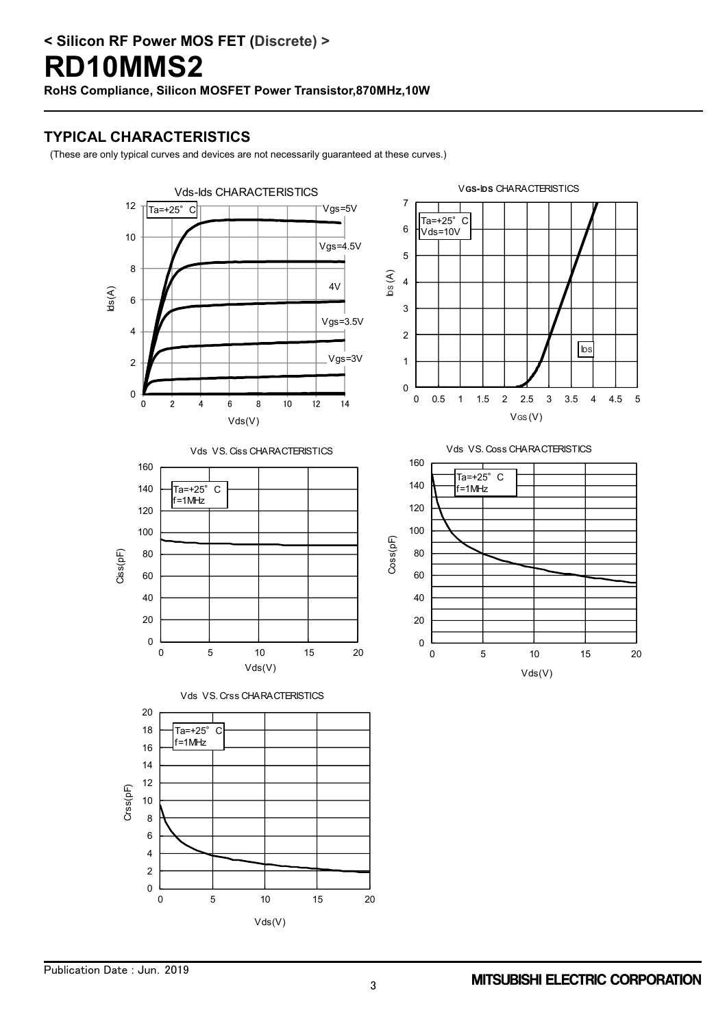# < Silicon RF Power MOS FET (Discrete) >

# RD10MMS2

**RoHS Compliance, Silicon MOSFET Power Transistor,870MHz,10W**

## TYPICAL CHARACTERISTICS

(These are only typical curves and devices are not necessarily guaranteed at these curves.)

Vds-Ids CHARACTERISTICS

Ta=+25°C

Vgs=5V, Vgs=4.5V, 4V, Vgs=3.5V, Vgs=3V

Ids(A) / Vds(V)

VGS-IDS CHARACTERISTICS

Ta=+25°C, Vds=10V

IDS

IDS (A) / VGS (V)

Vds VS. Ciss CHARACTERISTICS

Ta=+25°C, f=1MHz

Ciss(pF) / Vds(V)

Vds VS. Coss CHARACTERISTICS

Ta=+25°C, f=1MHz

Coss(pF) / Vds(V)

Vds VS. Crss CHARACTERISTICS

Ta=+25°C, f=1MHz

Crss(pF) / Vds(V)

Publication Date : Jun. 2019

MITSUBISHI ELECTRIC CORPORATION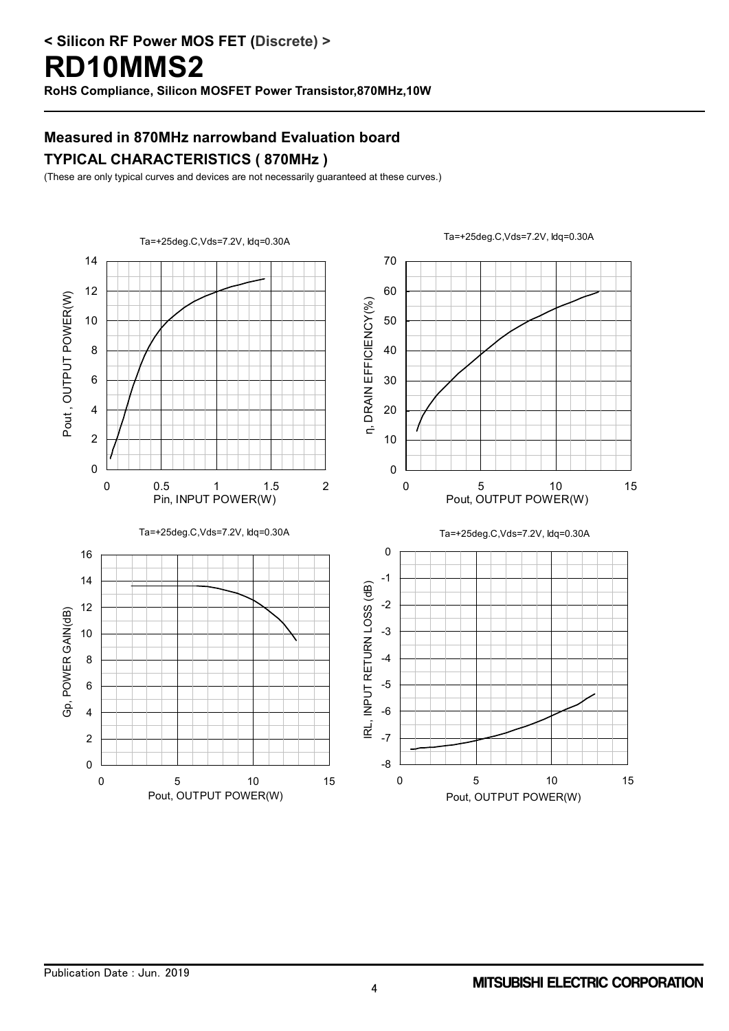## Measured in 870MHz narrowband Evaluation board

## TYPICAL CHARACTERISTICS ( 870MHz )

(These are only typical curves and devices are not necessarily guaranteed at these curves.)

Ta=+25deg.C,Vds=7.2V, Idq=0.30A

Pout , OUTPUT POWER(W) vs. Pin, INPUT POWER(W)

Ta=+25deg.C,Vds=7.2V, Idq=0.30A

η, DRAIN EFFICIENCY(%) vs. Pout, OUTPUT POWER(W)

Ta=+25deg.C,Vds=7.2V, Idq=0.30A

Gp, POWER GAIN(dB) vs. Pout, OUTPUT POWER(W)

Ta=+25deg.C,Vds=7.2V, Idq=0.30A

IRL, INPUT RETURN LOSS (dB) vs. Pout, OUTPUT POWER(W)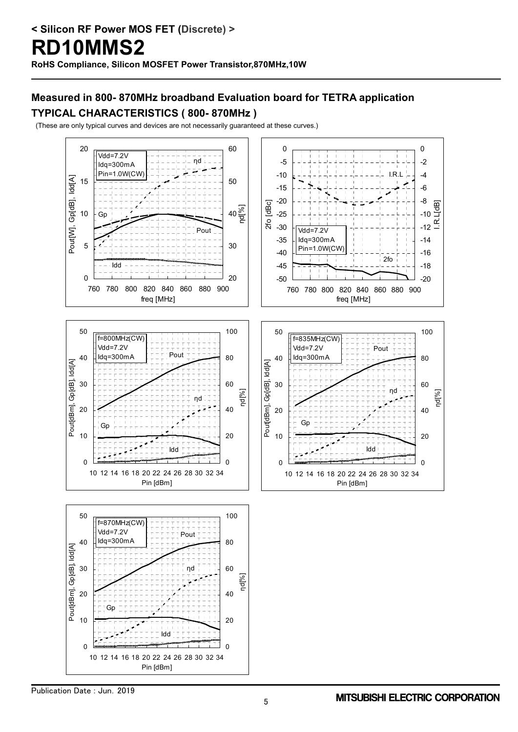**< Silicon RF Power MOS FET (Discrete) >**

# RD10MMS2

**RoHS Compliance, Silicon MOSFET Power Transistor,870MHz,10W**

## Measured in 800- 870MHz broadband Evaluation board for TETRA application

### TYPICAL CHARACTERISTICS ( 800- 870MHz )

(These are only typical curves and devices are not necessarily guaranteed at these curves.)

Vdd=7.2V
Idq=300mA
Pin=1.0W(CW)

Pout[W], Gp[dB], Idd[A] / ηd[%] vs freq [MHz] (Gp, Pout, ηd, Idd)

2fo [dBc] / I.R.L[dB] vs freq [MHz] (I.R.L, 2fo)
Vdd=7.2V
Idq=300mA
Pin=1.0W(CW)

Pout[dBm], Gp[dB], Idd[A] / ηd[%] vs Pin [dBm]
f=800MHz(CW)
Vdd=7.2V
Idq=300mA

Pout[dBm], Gp[dB], Idd[A] / ηd[%] vs Pin [dBm]
f=835MHz(CW)
Vdd=7.2V
Idq=300mA

Pout[dBm], Gp[dB], Idd[A] / ηd[%] vs Pin [dBm]
f=870MHz(CW)
Vdd=7.2V
Idq=300mA

Publication Date : Jun. 2019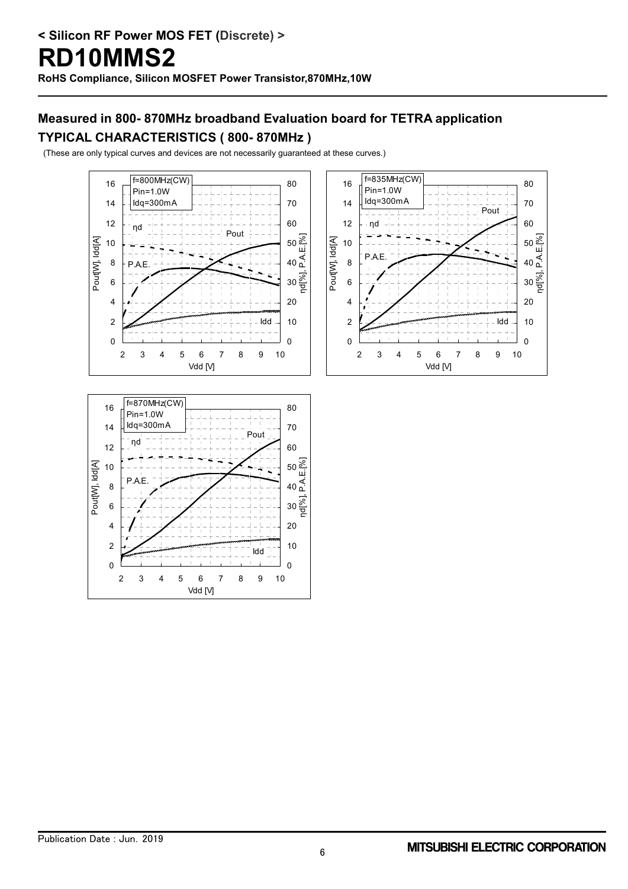## < Silicon RF Power MOS FET (Discrete) >

# RD10MMS2

**RoHS Compliance, Silicon MOSFET Power Transistor,870MHz,10W**

## Measured in 800- 870MHz broadband Evaluation board for TETRA application

## TYPICAL CHARACTERISTICS ( 800- 870MHz )

(These are only typical curves and devices are not necessarily guaranteed at these curves.)

f=800MHz(CW)
Pin=1.0W
Idq=300mA

ηd, Pout, P.A.E., Idd

Pout[W], Idd[A] — ηd[%], P.A.E.[%] — Vdd [V]

f=835MHz(CW)
Pin=1.0W
Idq=300mA

ηd, Pout, P.A.E., Idd

Pout[W], Idd[A] — ηd[%], P.A.E.[%] — Vdd [V]

f=870MHz(CW)
Pin=1.0W
Idq=300mA

ηd, Pout, P.A.E., Idd

Pout[W], Idd[A] — ηd[%], P.A.E.[%] — Vdd [V]

Publication Date : Jun. 2019

MITSUBISHI ELECTRIC CORPORATION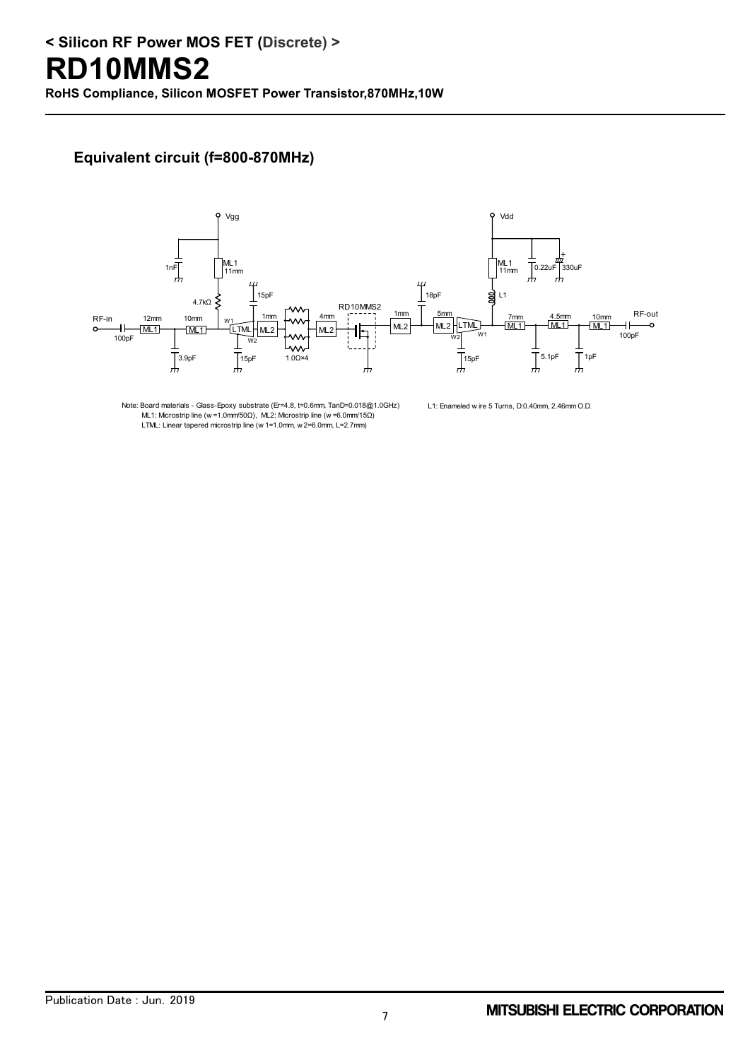# < Silicon RF Power MOS FET (Discrete) >

# RD10MMS2

**RoHS Compliance, Silicon MOSFET Power Transistor,870MHz,10W**

## Equivalent circuit (f=800-870MHz)

Vgg

1nF

ML1
11mm

4.7kΩ

15pF

RF-in

12mm
ML1

10mm
ML1

100pF

3.9pF

W1
LTML
W2

1mm
ML2

15pF

1.0Ω×4

4mm
ML2

RD10MMS2

18pF

1mm
ML2

5mm
ML2
LTML
W2
W1

15pF

Vdd

ML1
11mm

0.22uF

330uF

L1

7mm
ML1

4.5mm
ML1

10mm
ML1

RF-out

100pF

5.1pF

1pF

Note: Board materials - Glass-Epoxy substrate (Er=4.8, t=0.6mm, TanD=0.018@1.0GHz)
ML1: Microstrip line (w =1.0mm/50Ω), ML2: Microstrip line (w =6.0mm/15Ω)
LTML: Linear tapered microstrip line (w 1=1.0mm, w 2=6.0mm, L=2.7mm)

L1: Enameled w ire 5 Turns, D:0.40mm, 2.46mm O.D.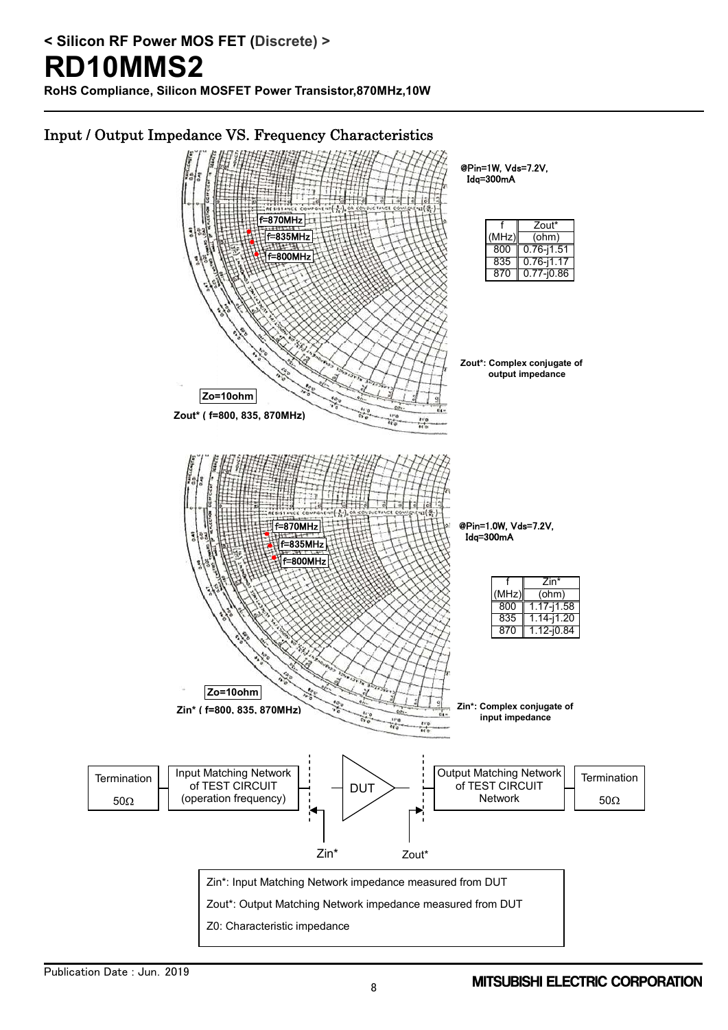# < Silicon RF Power MOS FET (Discrete) >

# RD10MMS2

**RoHS Compliance, Silicon MOSFET Power Transistor,870MHz,10W**

## Input / Output Impedance VS. Frequency Characteristics

@Pin=1W, Vds=7.2V, Idq=300mA

| f (MHz) | Zout* (ohm) |
|---|---|
| 800 | 0.76-j1.51 |
| 835 | 0.76-j1.17 |
| 870 | 0.77-j0.86 |

Zout*: Complex conjugate of output impedance

Zo=10ohm

Zout* ( f=800, 835, 870MHz)

@Pin=1.0W, Vds=7.2V, Idq=300mA

| f (MHz) | Zin* (ohm) |
|---|---|
| 800 | 1.17-j1.58 |
| 835 | 1.14-j1.20 |
| 870 | 1.12-j0.84 |

Zin*: Complex conjugate of input impedance

Zo=10ohm

Zin* ( f=800, 835, 870MHz)

Zin*: Input Matching Network impedance measured from DUT

Zout*: Output Matching Network impedance measured from DUT

Z0: Characteristic impedance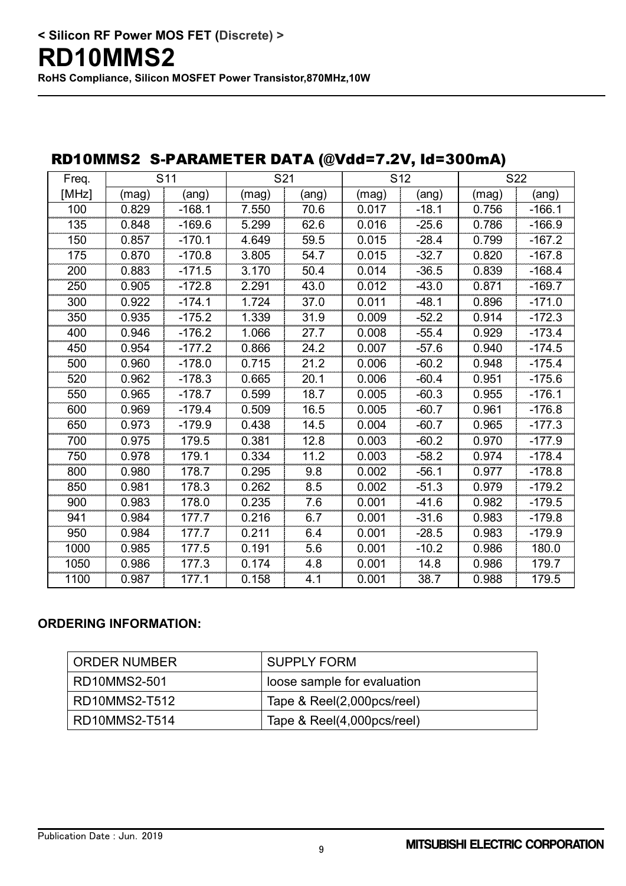## RD10MMS2 S-PARAMETER DATA (@Vdd=7.2V, Id=300mA)

| Freq. | S11 | | S21 | | S12 | | S22 | |
|---|---|---|---|---|---|---|---|---|
| [MHz] | (mag) | (ang) | (mag) | (ang) | (mag) | (ang) | (mag) | (ang) |
| 100 | 0.829 | -168.1 | 7.550 | 70.6 | 0.017 | -18.1 | 0.756 | -166.1 |
| 135 | 0.848 | -169.6 | 5.299 | 62.6 | 0.016 | -25.6 | 0.786 | -166.9 |
| 150 | 0.857 | -170.1 | 4.649 | 59.5 | 0.015 | -28.4 | 0.799 | -167.2 |
| 175 | 0.870 | -170.8 | 3.805 | 54.7 | 0.015 | -32.7 | 0.820 | -167.8 |
| 200 | 0.883 | -171.5 | 3.170 | 50.4 | 0.014 | -36.5 | 0.839 | -168.4 |
| 250 | 0.905 | -172.8 | 2.291 | 43.0 | 0.012 | -43.0 | 0.871 | -169.7 |
| 300 | 0.922 | -174.1 | 1.724 | 37.0 | 0.011 | -48.1 | 0.896 | -171.0 |
| 350 | 0.935 | -175.2 | 1.339 | 31.9 | 0.009 | -52.2 | 0.914 | -172.3 |
| 400 | 0.946 | -176.2 | 1.066 | 27.7 | 0.008 | -55.4 | 0.929 | -173.4 |
| 450 | 0.954 | -177.2 | 0.866 | 24.2 | 0.007 | -57.6 | 0.940 | -174.5 |
| 500 | 0.960 | -178.0 | 0.715 | 21.2 | 0.006 | -60.2 | 0.948 | -175.4 |
| 520 | 0.962 | -178.3 | 0.665 | 20.1 | 0.006 | -60.4 | 0.951 | -175.6 |
| 550 | 0.965 | -178.7 | 0.599 | 18.7 | 0.005 | -60.3 | 0.955 | -176.1 |
| 600 | 0.969 | -179.4 | 0.509 | 16.5 | 0.005 | -60.7 | 0.961 | -176.8 |
| 650 | 0.973 | -179.9 | 0.438 | 14.5 | 0.004 | -60.7 | 0.965 | -177.3 |
| 700 | 0.975 | 179.5 | 0.381 | 12.8 | 0.003 | -60.2 | 0.970 | -177.9 |
| 750 | 0.978 | 179.1 | 0.334 | 11.2 | 0.003 | -58.2 | 0.974 | -178.4 |
| 800 | 0.980 | 178.7 | 0.295 | 9.8 | 0.002 | -56.1 | 0.977 | -178.8 |
| 850 | 0.981 | 178.3 | 0.262 | 8.5 | 0.002 | -51.3 | 0.979 | -179.2 |
| 900 | 0.983 | 178.0 | 0.235 | 7.6 | 0.001 | -41.6 | 0.982 | -179.5 |
| 941 | 0.984 | 177.7 | 0.216 | 6.7 | 0.001 | -31.6 | 0.983 | -179.8 |
| 950 | 0.984 | 177.7 | 0.211 | 6.4 | 0.001 | -28.5 | 0.983 | -179.9 |
| 1000 | 0.985 | 177.5 | 0.191 | 5.6 | 0.001 | -10.2 | 0.986 | 180.0 |
| 1050 | 0.986 | 177.3 | 0.174 | 4.8 | 0.001 | 14.8 | 0.986 | 179.7 |
| 1100 | 0.987 | 177.1 | 0.158 | 4.1 | 0.001 | 38.7 | 0.988 | 179.5 |

**ORDERING INFORMATION:**

| ORDER NUMBER | SUPPLY FORM |
|---|---|
| RD10MMS2-501 | loose sample for evaluation |
| RD10MMS2-T512 | Tape & Reel(2,000pcs/reel) |
| RD10MMS2-T514 | Tape & Reel(4,000pcs/reel) |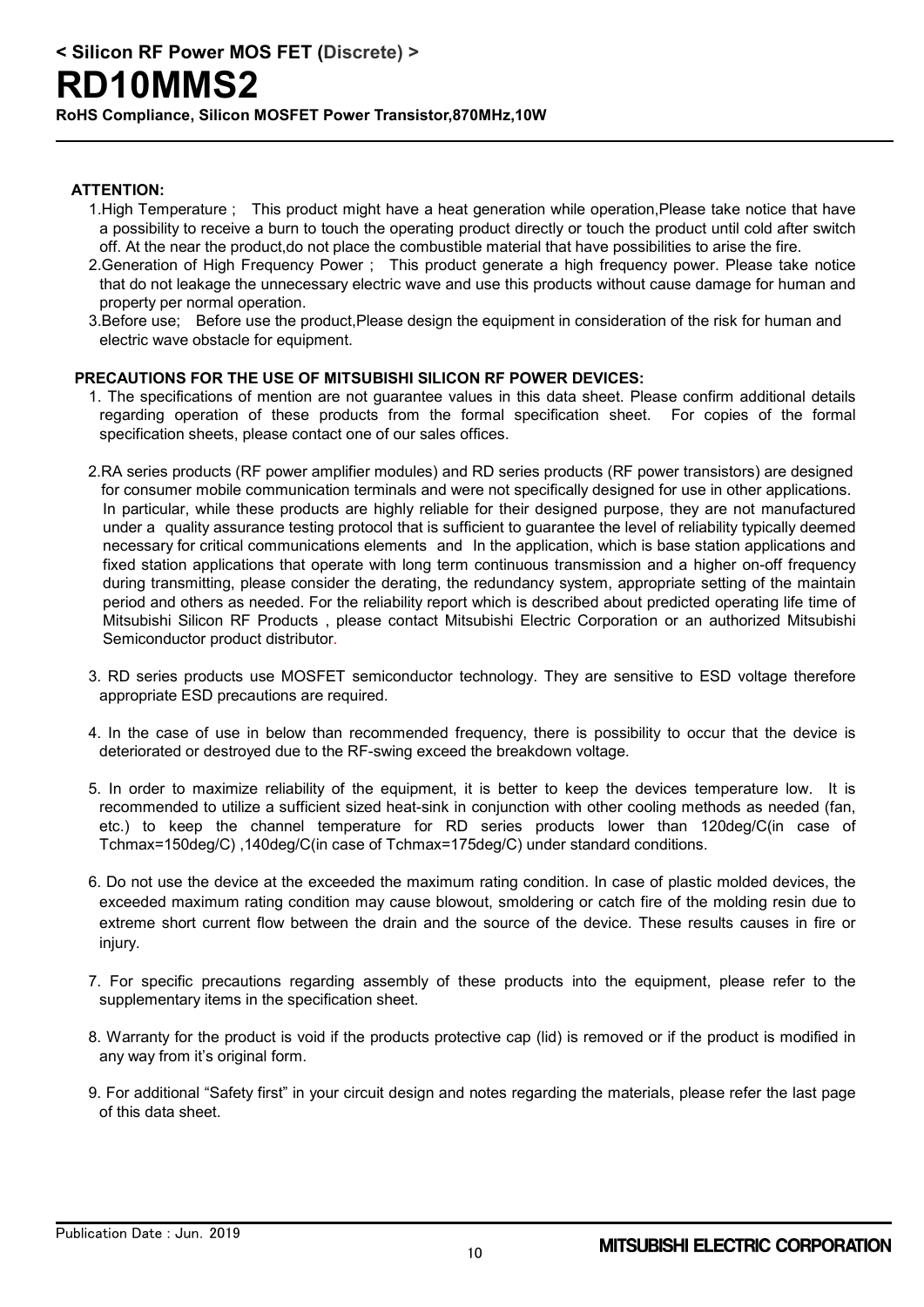< Silicon RF Power MOS FET (Discrete) >

# RD10MMS2

**RoHS Compliance, Silicon MOSFET Power Transistor,870MHz,10W**

**ATTENTION:**

1.High Temperature ; This product might have a heat generation while operation,Please take notice that have a possibility to receive a burn to touch the operating product directly or touch the product until cold after switch off. At the near the product,do not place the combustible material that have possibilities to arise the fire.

2.Generation of High Frequency Power ; This product generate a high frequency power. Please take notice that do not leakage the unnecessary electric wave and use this products without cause damage for human and property per normal operation.

3.Before use; Before use the product,Please design the equipment in consideration of the risk for human and electric wave obstacle for equipment.

**PRECAUTIONS FOR THE USE OF MITSUBISHI SILICON RF POWER DEVICES:**

1. The specifications of mention are not guarantee values in this data sheet. Please confirm additional details regarding operation of these products from the formal specification sheet. For copies of the formal specification sheets, please contact one of our sales offices.

2. RA series products (RF power amplifier modules) and RD series products (RF power transistors) are designed for consumer mobile communication terminals and were not specifically designed for use in other applications. In particular, while these products are highly reliable for their designed purpose, they are not manufactured under a quality assurance testing protocol that is sufficient to guarantee the level of reliability typically deemed necessary for critical communications elements and In the application, which is base station applications and fixed station applications that operate with long term continuous transmission and a higher on-off frequency during transmitting, please consider the derating, the redundancy system, appropriate setting of the maintain period and others as needed. For the reliability report which is described about predicted operating life time of Mitsubishi Silicon RF Products , please contact Mitsubishi Electric Corporation or an authorized Mitsubishi Semiconductor product distributor.

3. RD series products use MOSFET semiconductor technology. They are sensitive to ESD voltage therefore appropriate ESD precautions are required.

4. In the case of use in below than recommended frequency, there is possibility to occur that the device is deteriorated or destroyed due to the RF-swing exceed the breakdown voltage.

5. In order to maximize reliability of the equipment, it is better to keep the devices temperature low. It is recommended to utilize a sufficient sized heat-sink in conjunction with other cooling methods as needed (fan, etc.) to keep the channel temperature for RD series products lower than 120deg/C(in case of Tchmax=150deg/C) ,140deg/C(in case of Tchmax=175deg/C) under standard conditions.

6. Do not use the device at the exceeded the maximum rating condition. In case of plastic molded devices, the exceeded maximum rating condition may cause blowout, smoldering or catch fire of the molding resin due to extreme short current flow between the drain and the source of the device. These results causes in fire or injury.

7. For specific precautions regarding assembly of these products into the equipment, please refer to the supplementary items in the specification sheet.

8. Warranty for the product is void if the products protective cap (lid) is removed or if the product is modified in any way from it's original form.

9. For additional "Safety first" in your circuit design and notes regarding the materials, please refer the last page of this data sheet.

Publication Date : Jun. 2019

MITSUBISHI ELECTRIC CORPORATION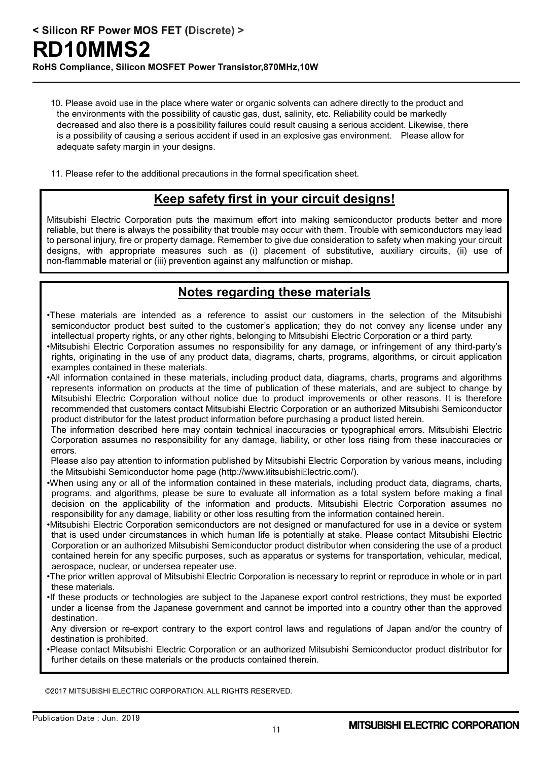10. Please avoid use in the place where water or organic solvents can adhere directly to the product and the environments with the possibility of caustic gas, dust, salinity, etc. Reliability could be markedly decreased and also there is a possibility failures could result causing a serious accident. Likewise, there is a possibility of causing a serious accident if used in an explosive gas environment. Please allow for adequate safety margin in your designs.

11. Please refer to the additional precautions in the formal specification sheet.

## Keep safety first in your circuit designs!

Mitsubishi Electric Corporation puts the maximum effort into making semiconductor products better and more reliable, but there is always the possibility that trouble may occur with them. Trouble with semiconductors may lead to personal injury, fire or property damage. Remember to give due consideration to safety when making your circuit designs, with appropriate measures such as (i) placement of substitutive, auxiliary circuits, (ii) use of non-flammable material or (iii) prevention against any malfunction or mishap.

## Notes regarding these materials

- These materials are intended as a reference to assist our customers in the selection of the Mitsubishi semiconductor product best suited to the customer's application; they do not convey any license under any intellectual property rights, or any other rights, belonging to Mitsubishi Electric Corporation or a third party.
- Mitsubishi Electric Corporation assumes no responsibility for any damage, or infringement of any third-party's rights, originating in the use of any product data, diagrams, charts, programs, algorithms, or circuit application examples contained in these materials.
- All information contained in these materials, including product data, diagrams, charts, programs and algorithms represents information on products at the time of publication of these materials, and are subject to change by Mitsubishi Electric Corporation without notice due to product improvements or other reasons. It is therefore recommended that customers contact Mitsubishi Electric Corporation or an authorized Mitsubishi Semiconductor product distributor for the latest product information before purchasing a product listed herein.
  The information described here may contain technical inaccuracies or typographical errors. Mitsubishi Electric Corporation assumes no responsibility for any damage, liability, or other loss rising from these inaccuracies or errors.
  Please also pay attention to information published by Mitsubishi Electric Corporation by various means, including the Mitsubishi Semiconductor home page (http://www.MitsubishiElectric.com/).
- When using any or all of the information contained in these materials, including product data, diagrams, charts, programs, and algorithms, please be sure to evaluate all information as a total system before making a final decision on the applicability of the information and products. Mitsubishi Electric Corporation assumes no responsibility for any damage, liability or other loss resulting from the information contained herein.
- Mitsubishi Electric Corporation semiconductors are not designed or manufactured for use in a device or system that is used under circumstances in which human life is potentially at stake. Please contact Mitsubishi Electric Corporation or an authorized Mitsubishi Semiconductor product distributor when considering the use of a product contained herein for any specific purposes, such as apparatus or systems for transportation, vehicular, medical, aerospace, nuclear, or undersea repeater use.
- The prior written approval of Mitsubishi Electric Corporation is necessary to reprint or reproduce in whole or in part these materials.
- If these products or technologies are subject to the Japanese export control restrictions, they must be exported under a license from the Japanese government and cannot be imported into a country other than the approved destination.
  Any diversion or re-export contrary to the export control laws and regulations of Japan and/or the country of destination is prohibited.
- Please contact Mitsubishi Electric Corporation or an authorized Mitsubishi Semiconductor product distributor for further details on these materials or the products contained therein.

©2017 MITSUBISHI ELECTRIC CORPORATION. ALL RIGHTS RESERVED.